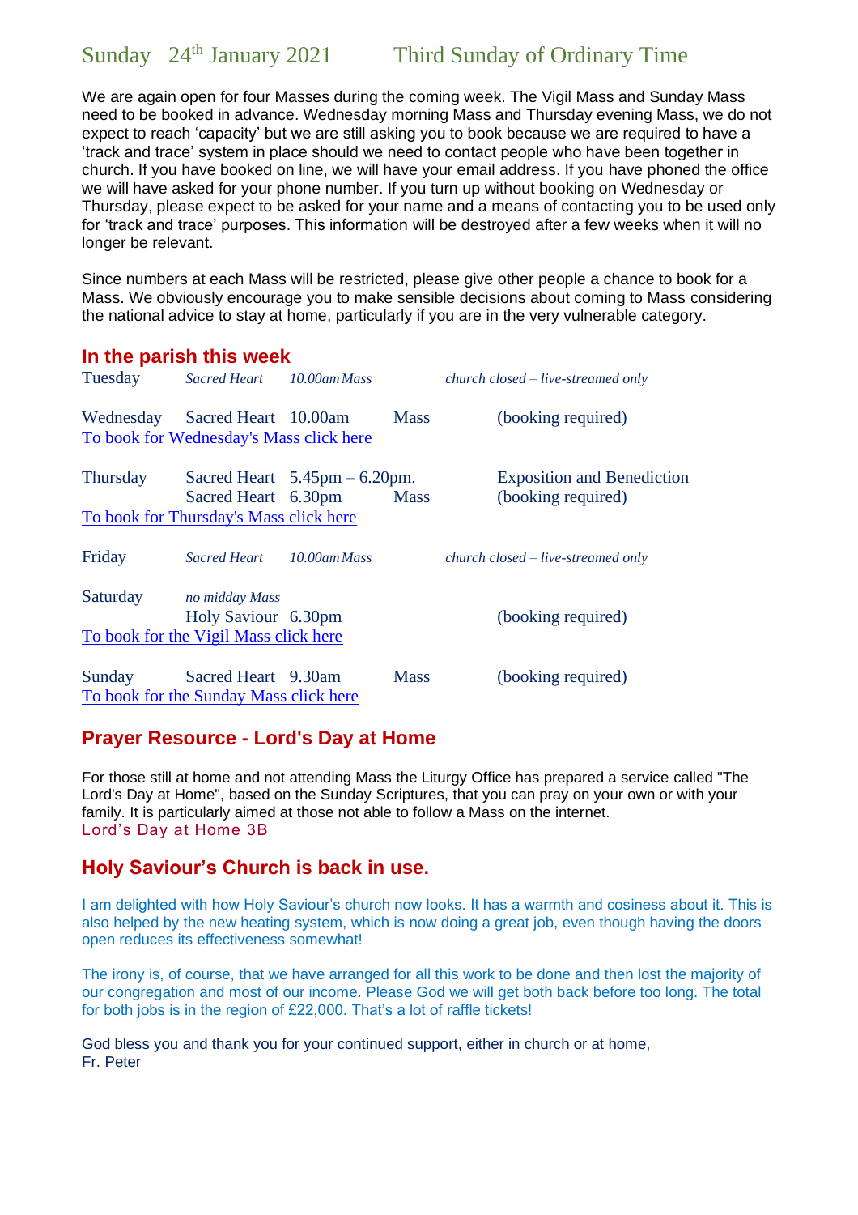# Sunday 24th January 2021 Third Sunday of Ordinary Time

We are again open for four Masses during the coming week. The Vigil Mass and Sunday Mass need to be booked in advance. Wednesday morning Mass and Thursday evening Mass, we do not expect to reach 'capacity' but we are still asking you to book because we are required to have a 'track and trace' system in place should we need to contact people who have been together in church. If you have booked on line, we will have your email address. If you have phoned the office we will have asked for your phone number. If you turn up without booking on Wednesday or Thursday, please expect to be asked for your name and a means of contacting you to be used only for 'track and trace' purposes. This information will be destroyed after a few weeks when it will no longer be relevant.

Since numbers at each Mass will be restricted, please give other people a chance to book for a Mass. We obviously encourage you to make sensible decisions about coming to Mass considering the national advice to stay at home, particularly if you are in the very vulnerable category.

## In the parish this week

| Day | Church | Time | | Notes |
|---|---|---|---|---|
| Tuesday | *Sacred Heart* | *10.00am Mass* | | *church closed – live-streamed only* |
| Wednesday | Sacred Heart | 10.00am | Mass | (booking required) |

To book for Wednesday's Mass click here

| Day | Church | Time | | Notes |
|---|---|---|---|---|
| Thursday | Sacred Heart | 5.45pm – 6.20pm. | | Exposition and Benediction |
| | Sacred Heart | 6.30pm | Mass | (booking required) |

To book for Thursday's Mass click here

| Day | Church | Time | | Notes |
|---|---|---|---|---|
| Friday | *Sacred Heart* | *10.00am Mass* | | *church closed – live-streamed only* |
| Saturday | *no midday Mass* | | | |
| | Holy Saviour | 6.30pm | | (booking required) |

To book for the Vigil Mass click here

| Day | Church | Time | | Notes |
|---|---|---|---|---|
| Sunday | Sacred Heart | 9.30am | Mass | (booking required) |

To book for the Sunday Mass click here

## Prayer Resource - Lord's Day at Home

For those still at home and not attending Mass the Liturgy Office has prepared a service called "The Lord's Day at Home", based on the Sunday Scriptures, that you can pray on your own or with your family. It is particularly aimed at those not able to follow a Mass on the internet.

Lord's Day at Home 3B

## Holy Saviour's Church is back in use.

I am delighted with how Holy Saviour's church now looks. It has a warmth and cosiness about it. This is also helped by the new heating system, which is now doing a great job, even though having the doors open reduces its effectiveness somewhat!

The irony is, of course, that we have arranged for all this work to be done and then lost the majority of our congregation and most of our income. Please God we will get both back before too long. The total for both jobs is in the region of £22,000. That's a lot of raffle tickets!

God bless you and thank you for your continued support, either in church or at home,
Fr. Peter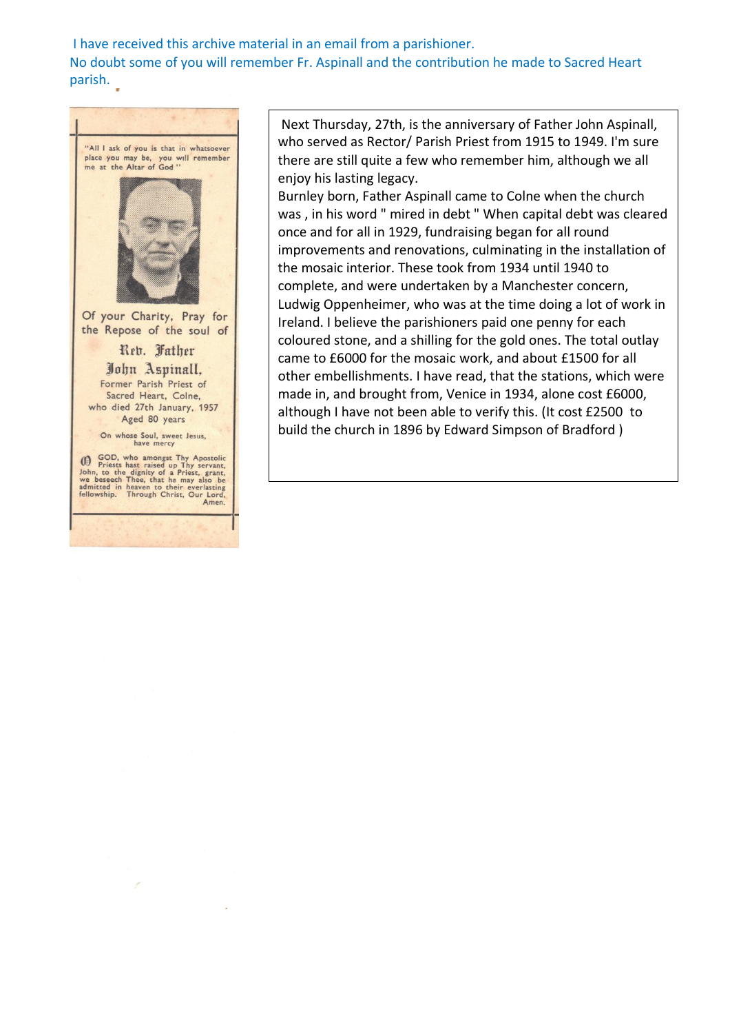I have received this archive material in an email from a parishioner.
No doubt some of you will remember Fr. Aspinall and the contribution he made to Sacred Heart parish.

"All I ask of you is that in whatsoever place you may be, you will remember me at the Altar of God"

Of your Charity, Pray for the Repose of the soul of

**Rev. Father John Aspinall,**

Former Parish Priest of Sacred Heart, Colne, who died 27th January, 1957
Aged 80 years

On whose Soul, sweet Jesus, have mercy

O GOD, who amongst Thy Apostolic Priests hast raised up Thy servant, John, to the dignity of a Priest, grant, we beseech Thee, that he may also be admitted in heaven to their everlasting fellowship. Through Christ, Our Lord, Amen.

Next Thursday, 27th, is the anniversary of Father John Aspinall, who served as Rector/ Parish Priest from 1915 to 1949. I'm sure there are still quite a few who remember him, although we all enjoy his lasting legacy.
Burnley born, Father Aspinall came to Colne when the church was , in his word " mired in debt " When capital debt was cleared once and for all in 1929, fundraising began for all round improvements and renovations, culminating in the installation of the mosaic interior. These took from 1934 until 1940 to complete, and were undertaken by a Manchester concern, Ludwig Oppenheimer, who was at the time doing a lot of work in Ireland. I believe the parishioners paid one penny for each coloured stone, and a shilling for the gold ones. The total outlay came to £6000 for the mosaic work, and about £1500 for all other embellishments. I have read, that the stations, which were made in, and brought from, Venice in 1934, alone cost £6000, although I have not been able to verify this. (It cost £2500 to build the church in 1896 by Edward Simpson of Bradford )